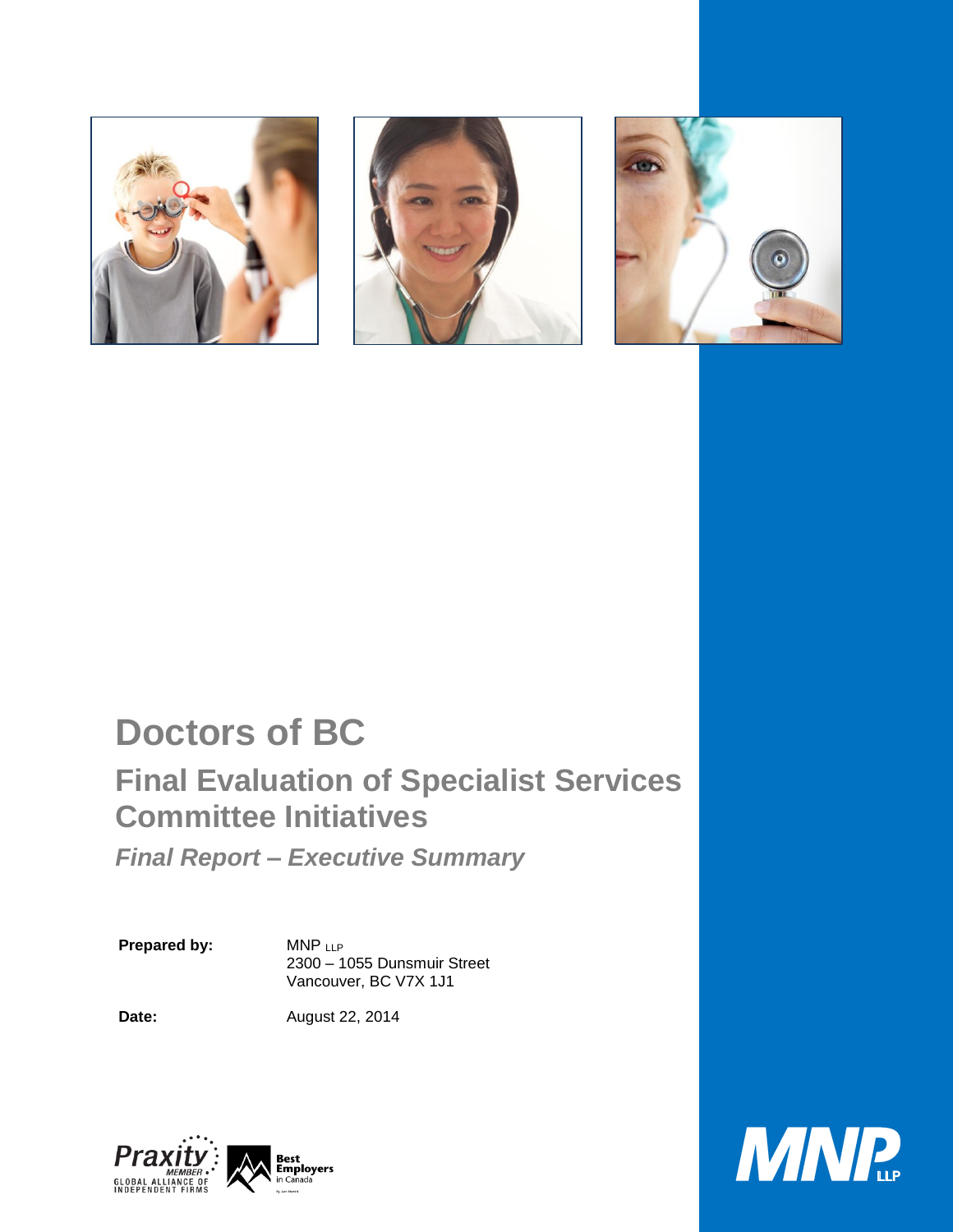# Doctors of BC

## Final Evaluation of Specialist Services Committee Initiatives

### *Final Report – Executive Summary*

**Prepared by:** MNP LLP
2300 – 1055 Dunsmuir Street
Vancouver, BC V7X 1J1

**Date:** August 22, 2014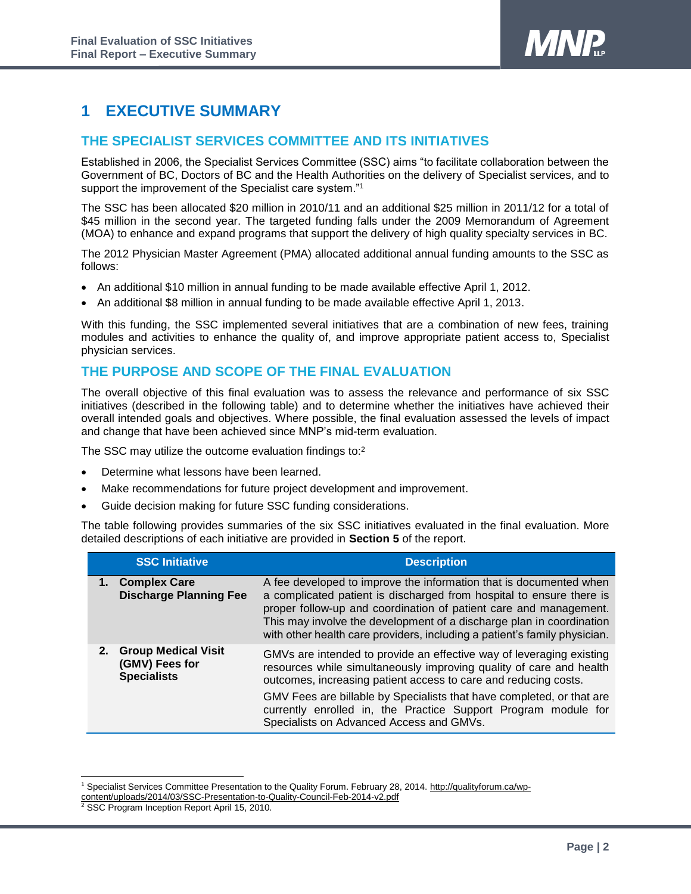# 1 EXECUTIVE SUMMARY

## THE SPECIALIST SERVICES COMMITTEE AND ITS INITIATIVES

Established in 2006, the Specialist Services Committee (SSC) aims "to facilitate collaboration between the Government of BC, Doctors of BC and the Health Authorities on the delivery of Specialist services, and to support the improvement of the Specialist care system."[1]

The SSC has been allocated $20 million in 2010/11 and an additional $25 million in 2011/12 for a total of $45 million in the second year. The targeted funding falls under the 2009 Memorandum of Agreement (MOA) to enhance and expand programs that support the delivery of high quality specialty services in BC.

The 2012 Physician Master Agreement (PMA) allocated additional annual funding amounts to the SSC as follows:

- An additional $10 million in annual funding to be made available effective April 1, 2012.
- An additional $8 million in annual funding to be made available effective April 1, 2013.

With this funding, the SSC implemented several initiatives that are a combination of new fees, training modules and activities to enhance the quality of, and improve appropriate patient access to, Specialist physician services.

## THE PURPOSE AND SCOPE OF THE FINAL EVALUATION

The overall objective of this final evaluation was to assess the relevance and performance of six SSC initiatives (described in the following table) and to determine whether the initiatives have achieved their overall intended goals and objectives. Where possible, the final evaluation assessed the levels of impact and change that have been achieved since MNP's mid-term evaluation.

The SSC may utilize the outcome evaluation findings to:[2]

- Determine what lessons have been learned.
- Make recommendations for future project development and improvement.
- Guide decision making for future SSC funding considerations.

The table following provides summaries of the six SSC initiatives evaluated in the final evaluation. More detailed descriptions of each initiative are provided in **Section 5** of the report.

| SSC Initiative | Description |
|---|---|
| **1. Complex Care Discharge Planning Fee** | A fee developed to improve the information that is documented when a complicated patient is discharged from hospital to ensure there is proper follow-up and coordination of patient care and management. This may involve the development of a discharge plan in coordination with other health care providers, including a patient's family physician. |
| **2. Group Medical Visit (GMV) Fees for Specialists** | GMVs are intended to provide an effective way of leveraging existing resources while simultaneously improving quality of care and health outcomes, increasing patient access to care and reducing costs.<br><br>GMV Fees are billable by Specialists that have completed, or that are currently enrolled in, the Practice Support Program module for Specialists on Advanced Access and GMVs. |

[1] Specialist Services Committee Presentation to the Quality Forum. February 28, 2014. http://qualityforum.ca/wp-content/uploads/2014/03/SSC-Presentation-to-Quality-Council-Feb-2014-v2.pdf

[2] SSC Program Inception Report April 15, 2010.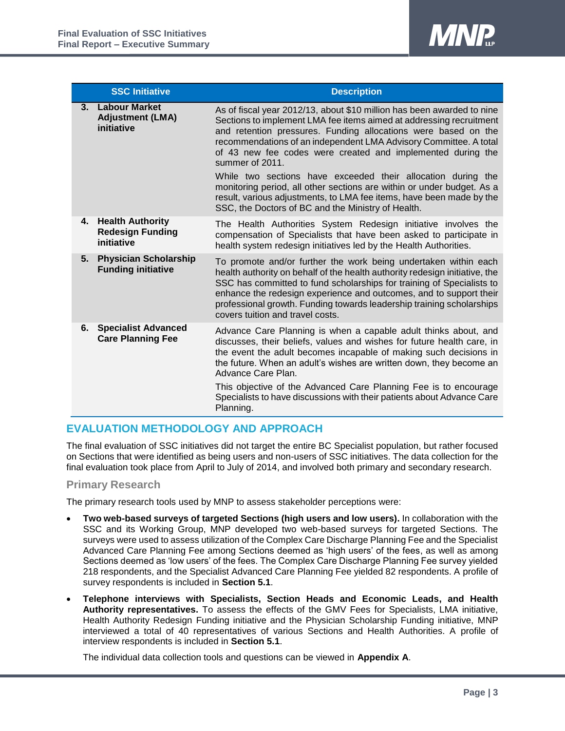| SSC Initiative | Description |
|---|---|
| 3. **Labour Market Adjustment (LMA) initiative** | As of fiscal year 2012/13, about $10 million has been awarded to nine Sections to implement LMA fee items aimed at addressing recruitment and retention pressures. Funding allocations were based on the recommendations of an independent LMA Advisory Committee. A total of 43 new fee codes were created and implemented during the summer of 2011.<br><br>While two sections have exceeded their allocation during the monitoring period, all other sections are within or under budget. As a result, various adjustments, to LMA fee items, have been made by the SSC, the Doctors of BC and the Ministry of Health. |
| 4. **Health Authority Redesign Funding initiative** | The Health Authorities System Redesign initiative involves the compensation of Specialists that have been asked to participate in health system redesign initiatives led by the Health Authorities. |
| 5. **Physician Scholarship Funding initiative** | To promote and/or further the work being undertaken within each health authority on behalf of the health authority redesign initiative, the SSC has committed to fund scholarships for training of Specialists to enhance the redesign experience and outcomes, and to support their professional growth. Funding towards leadership training scholarships covers tuition and travel costs. |
| 6. **Specialist Advanced Care Planning Fee** | Advance Care Planning is when a capable adult thinks about, and discusses, their beliefs, values and wishes for future health care, in the event the adult becomes incapable of making such decisions in the future. When an adult's wishes are written down, they become an Advance Care Plan.<br><br>This objective of the Advanced Care Planning Fee is to encourage Specialists to have discussions with their patients about Advance Care Planning. |

## EVALUATION METHODOLOGY AND APPROACH

The final evaluation of SSC initiatives did not target the entire BC Specialist population, but rather focused on Sections that were identified as being users and non-users of SSC initiatives. The data collection for the final evaluation took place from April to July of 2014, and involved both primary and secondary research.

### Primary Research

The primary research tools used by MNP to assess stakeholder perceptions were:

- **Two web-based surveys of targeted Sections (high users and low users).** In collaboration with the SSC and its Working Group, MNP developed two web-based surveys for targeted Sections. The surveys were used to assess utilization of the Complex Care Discharge Planning Fee and the Specialist Advanced Care Planning Fee among Sections deemed as 'high users' of the fees, as well as among Sections deemed as 'low users' of the fees. The Complex Care Discharge Planning Fee survey yielded 218 respondents, and the Specialist Advanced Care Planning Fee yielded 82 respondents. A profile of survey respondents is included in **Section 5.1**.
- **Telephone interviews with Specialists, Section Heads and Economic Leads, and Health Authority representatives.** To assess the effects of the GMV Fees for Specialists, LMA initiative, Health Authority Redesign Funding initiative and the Physician Scholarship Funding initiative, MNP interviewed a total of 40 representatives of various Sections and Health Authorities. A profile of interview respondents is included in **Section 5.1**.

  The individual data collection tools and questions can be viewed in **Appendix A**.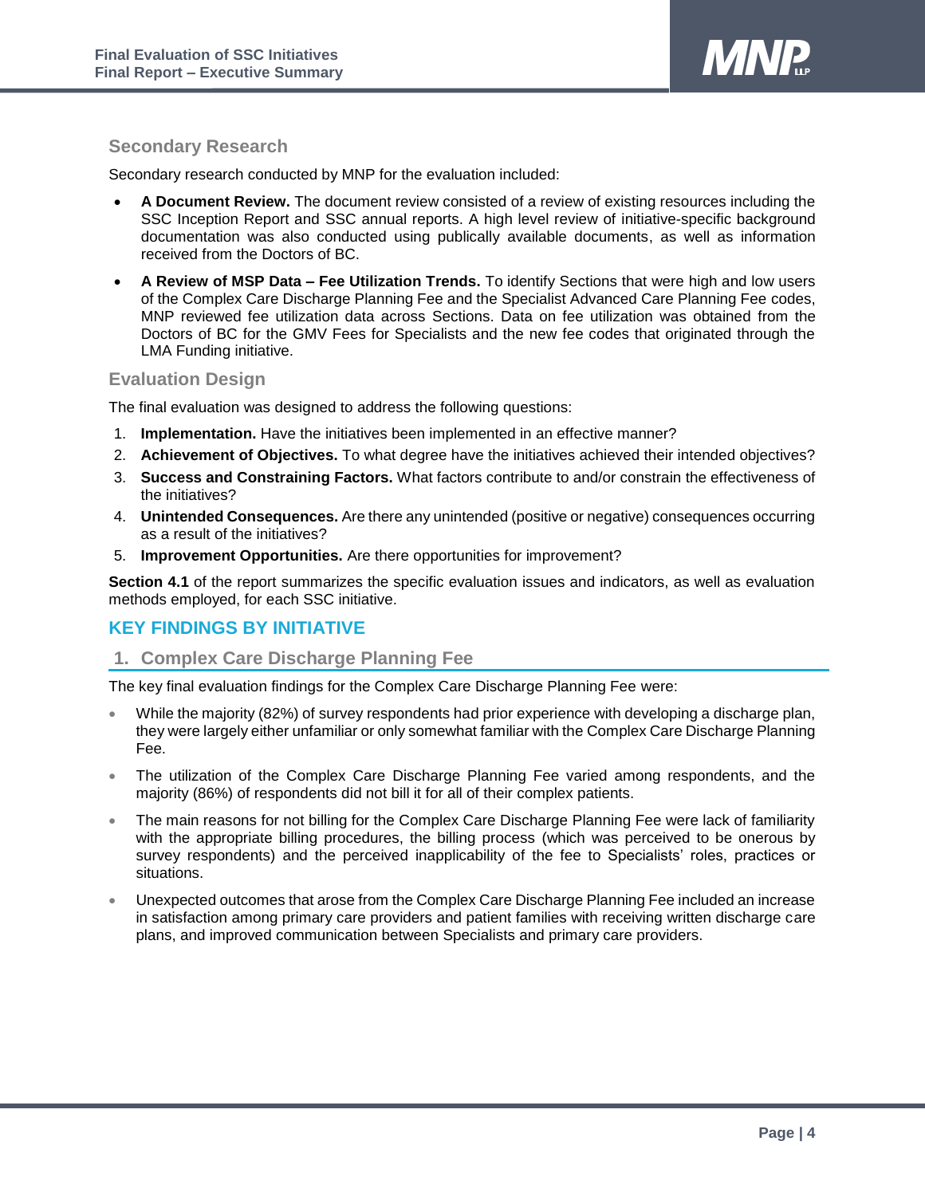### Secondary Research

Secondary research conducted by MNP for the evaluation included:

- **A Document Review.** The document review consisted of a review of existing resources including the SSC Inception Report and SSC annual reports. A high level review of initiative-specific background documentation was also conducted using publically available documents, as well as information received from the Doctors of BC.
- **A Review of MSP Data – Fee Utilization Trends.** To identify Sections that were high and low users of the Complex Care Discharge Planning Fee and the Specialist Advanced Care Planning Fee codes, MNP reviewed fee utilization data across Sections. Data on fee utilization was obtained from the Doctors of BC for the GMV Fees for Specialists and the new fee codes that originated through the LMA Funding initiative.

### Evaluation Design

The final evaluation was designed to address the following questions:

1. **Implementation.** Have the initiatives been implemented in an effective manner?
2. **Achievement of Objectives.** To what degree have the initiatives achieved their intended objectives?
3. **Success and Constraining Factors.** What factors contribute to and/or constrain the effectiveness of the initiatives?
4. **Unintended Consequences.** Are there any unintended (positive or negative) consequences occurring as a result of the initiatives?
5. **Improvement Opportunities.** Are there opportunities for improvement?

**Section 4.1** of the report summarizes the specific evaluation issues and indicators, as well as evaluation methods employed, for each SSC initiative.

## KEY FINDINGS BY INITIATIVE

### 1. Complex Care Discharge Planning Fee

The key final evaluation findings for the Complex Care Discharge Planning Fee were:

- While the majority (82%) of survey respondents had prior experience with developing a discharge plan, they were largely either unfamiliar or only somewhat familiar with the Complex Care Discharge Planning Fee.
- The utilization of the Complex Care Discharge Planning Fee varied among respondents, and the majority (86%) of respondents did not bill it for all of their complex patients.
- The main reasons for not billing for the Complex Care Discharge Planning Fee were lack of familiarity with the appropriate billing procedures, the billing process (which was perceived to be onerous by survey respondents) and the perceived inapplicability of the fee to Specialists' roles, practices or situations.
- Unexpected outcomes that arose from the Complex Care Discharge Planning Fee included an increase in satisfaction among primary care providers and patient families with receiving written discharge care plans, and improved communication between Specialists and primary care providers.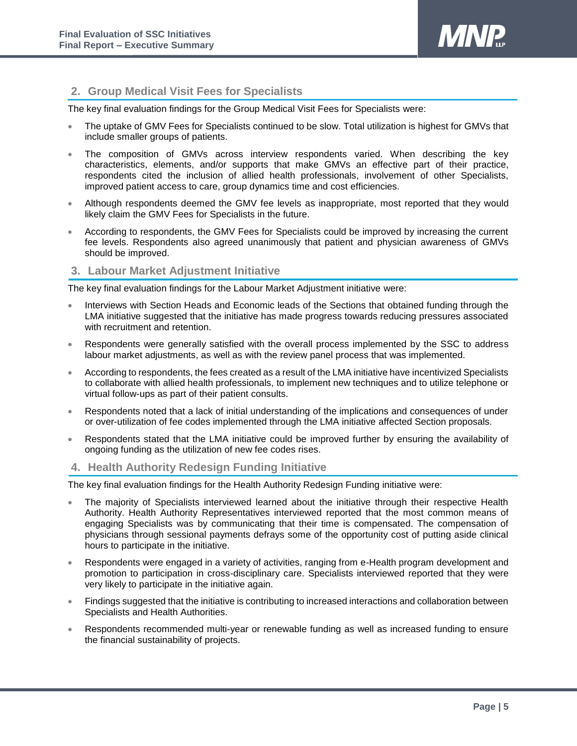## 2. Group Medical Visit Fees for Specialists

The key final evaluation findings for the Group Medical Visit Fees for Specialists were:

- The uptake of GMV Fees for Specialists continued to be slow. Total utilization is highest for GMVs that include smaller groups of patients.
- The composition of GMVs across interview respondents varied. When describing the key characteristics, elements, and/or supports that make GMVs an effective part of their practice, respondents cited the inclusion of allied health professionals, involvement of other Specialists, improved patient access to care, group dynamics time and cost efficiencies.
- Although respondents deemed the GMV fee levels as inappropriate, most reported that they would likely claim the GMV Fees for Specialists in the future.
- According to respondents, the GMV Fees for Specialists could be improved by increasing the current fee levels. Respondents also agreed unanimously that patient and physician awareness of GMVs should be improved.

## 3. Labour Market Adjustment Initiative

The key final evaluation findings for the Labour Market Adjustment initiative were:

- Interviews with Section Heads and Economic leads of the Sections that obtained funding through the LMA initiative suggested that the initiative has made progress towards reducing pressures associated with recruitment and retention.
- Respondents were generally satisfied with the overall process implemented by the SSC to address labour market adjustments, as well as with the review panel process that was implemented.
- According to respondents, the fees created as a result of the LMA initiative have incentivized Specialists to collaborate with allied health professionals, to implement new techniques and to utilize telephone or virtual follow-ups as part of their patient consults.
- Respondents noted that a lack of initial understanding of the implications and consequences of under or over-utilization of fee codes implemented through the LMA initiative affected Section proposals.
- Respondents stated that the LMA initiative could be improved further by ensuring the availability of ongoing funding as the utilization of new fee codes rises.

## 4. Health Authority Redesign Funding Initiative

The key final evaluation findings for the Health Authority Redesign Funding initiative were:

- The majority of Specialists interviewed learned about the initiative through their respective Health Authority. Health Authority Representatives interviewed reported that the most common means of engaging Specialists was by communicating that their time is compensated. The compensation of physicians through sessional payments defrays some of the opportunity cost of putting aside clinical hours to participate in the initiative.
- Respondents were engaged in a variety of activities, ranging from e-Health program development and promotion to participation in cross-disciplinary care. Specialists interviewed reported that they were very likely to participate in the initiative again.
- Findings suggested that the initiative is contributing to increased interactions and collaboration between Specialists and Health Authorities.
- Respondents recommended multi-year or renewable funding as well as increased funding to ensure the financial sustainability of projects.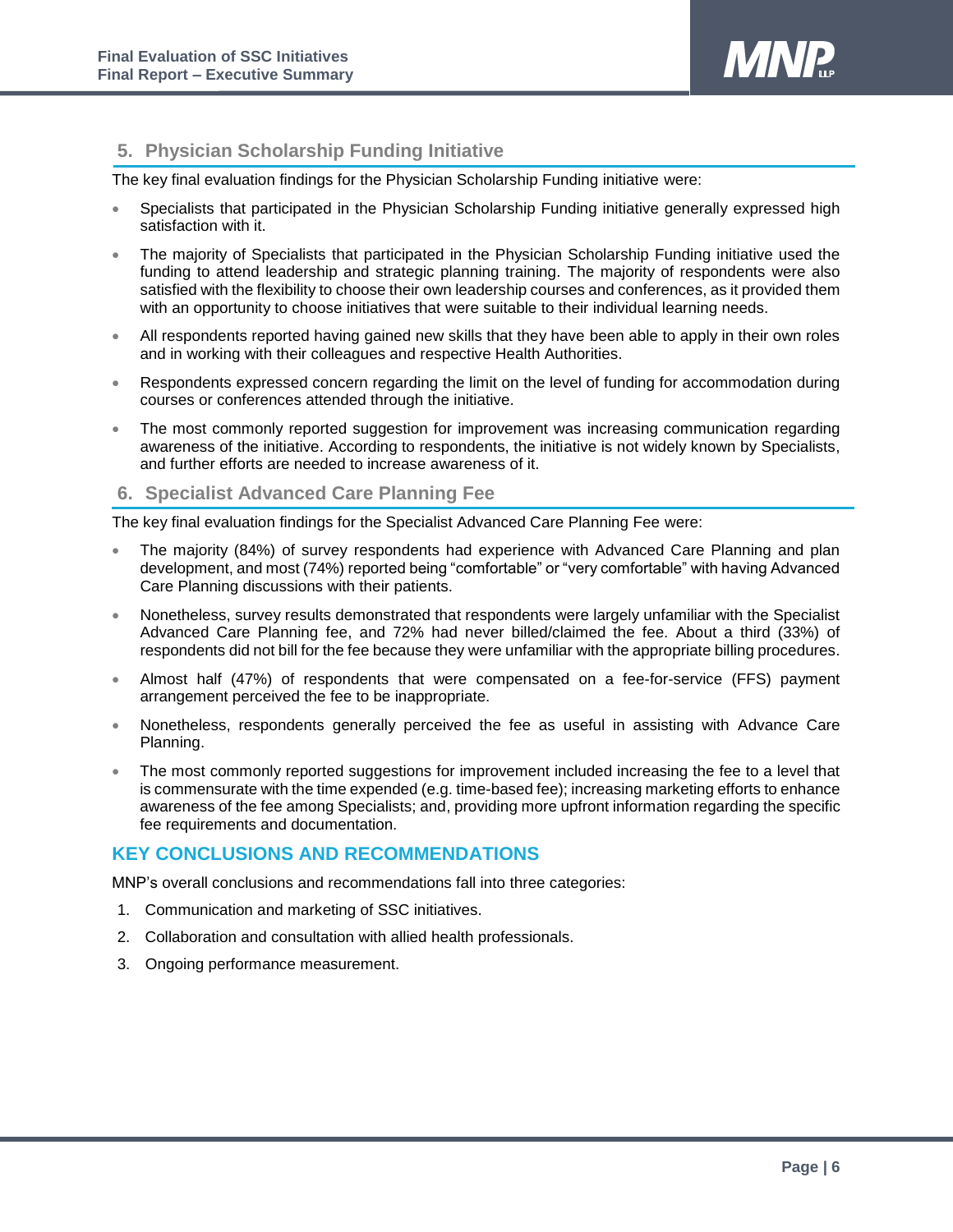## 5. Physician Scholarship Funding Initiative

The key final evaluation findings for the Physician Scholarship Funding initiative were:

- Specialists that participated in the Physician Scholarship Funding initiative generally expressed high satisfaction with it.
- The majority of Specialists that participated in the Physician Scholarship Funding initiative used the funding to attend leadership and strategic planning training. The majority of respondents were also satisfied with the flexibility to choose their own leadership courses and conferences, as it provided them with an opportunity to choose initiatives that were suitable to their individual learning needs.
- All respondents reported having gained new skills that they have been able to apply in their own roles and in working with their colleagues and respective Health Authorities.
- Respondents expressed concern regarding the limit on the level of funding for accommodation during courses or conferences attended through the initiative.
- The most commonly reported suggestion for improvement was increasing communication regarding awareness of the initiative. According to respondents, the initiative is not widely known by Specialists, and further efforts are needed to increase awareness of it.

## 6. Specialist Advanced Care Planning Fee

The key final evaluation findings for the Specialist Advanced Care Planning Fee were:

- The majority (84%) of survey respondents had experience with Advanced Care Planning and plan development, and most (74%) reported being "comfortable" or "very comfortable" with having Advanced Care Planning discussions with their patients.
- Nonetheless, survey results demonstrated that respondents were largely unfamiliar with the Specialist Advanced Care Planning fee, and 72% had never billed/claimed the fee. About a third (33%) of respondents did not bill for the fee because they were unfamiliar with the appropriate billing procedures.
- Almost half (47%) of respondents that were compensated on a fee-for-service (FFS) payment arrangement perceived the fee to be inappropriate.
- Nonetheless, respondents generally perceived the fee as useful in assisting with Advance Care Planning.
- The most commonly reported suggestions for improvement included increasing the fee to a level that is commensurate with the time expended (e.g. time-based fee); increasing marketing efforts to enhance awareness of the fee among Specialists; and, providing more upfront information regarding the specific fee requirements and documentation.

# KEY CONCLUSIONS AND RECOMMENDATIONS

MNP's overall conclusions and recommendations fall into three categories:

1. Communication and marketing of SSC initiatives.
2. Collaboration and consultation with allied health professionals.
3. Ongoing performance measurement.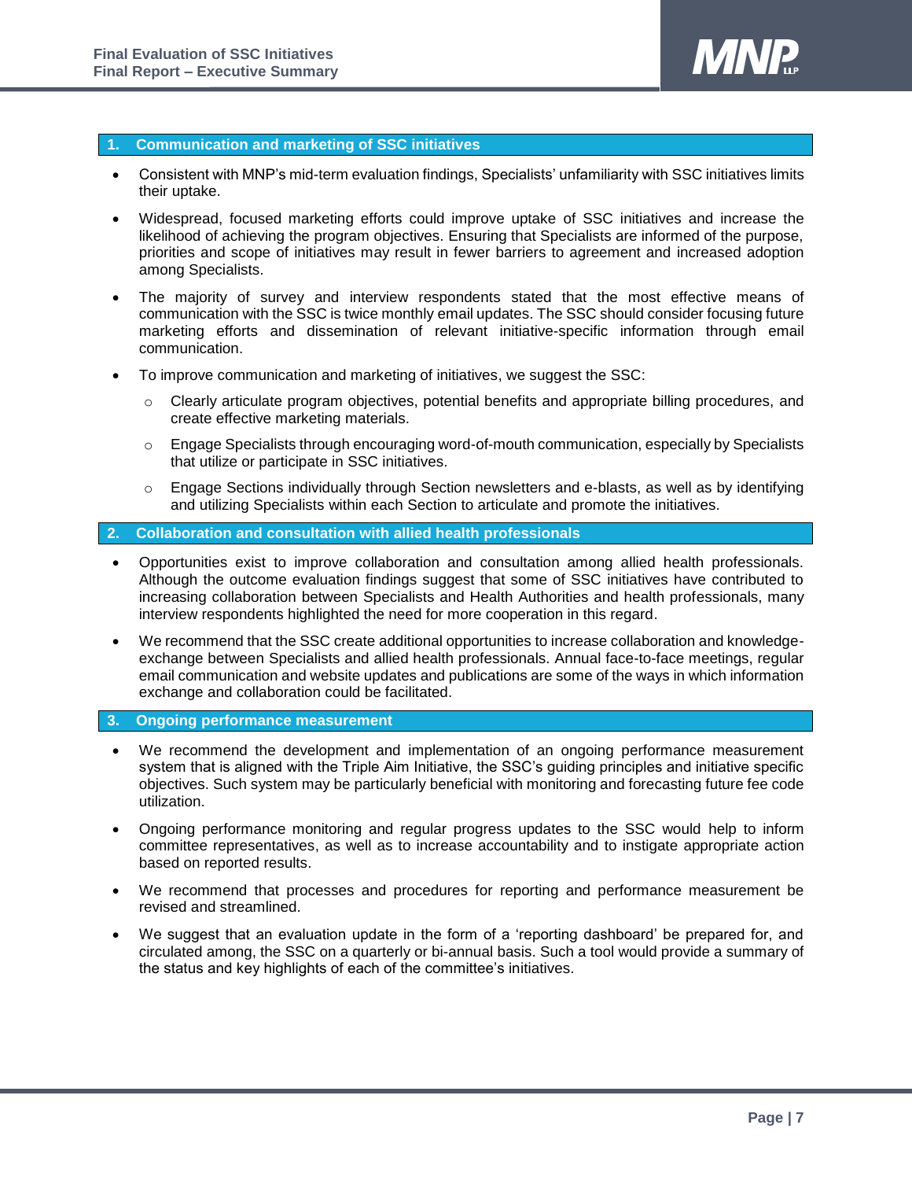## 1. Communication and marketing of SSC initiatives

- Consistent with MNP's mid-term evaluation findings, Specialists' unfamiliarity with SSC initiatives limits their uptake.
- Widespread, focused marketing efforts could improve uptake of SSC initiatives and increase the likelihood of achieving the program objectives. Ensuring that Specialists are informed of the purpose, priorities and scope of initiatives may result in fewer barriers to agreement and increased adoption among Specialists.
- The majority of survey and interview respondents stated that the most effective means of communication with the SSC is twice monthly email updates. The SSC should consider focusing future marketing efforts and dissemination of relevant initiative-specific information through email communication.
- To improve communication and marketing of initiatives, we suggest the SSC:
  - Clearly articulate program objectives, potential benefits and appropriate billing procedures, and create effective marketing materials.
  - Engage Specialists through encouraging word-of-mouth communication, especially by Specialists that utilize or participate in SSC initiatives.
  - Engage Sections individually through Section newsletters and e-blasts, as well as by identifying and utilizing Specialists within each Section to articulate and promote the initiatives.

## 2. Collaboration and consultation with allied health professionals

- Opportunities exist to improve collaboration and consultation among allied health professionals. Although the outcome evaluation findings suggest that some of SSC initiatives have contributed to increasing collaboration between Specialists and Health Authorities and health professionals, many interview respondents highlighted the need for more cooperation in this regard.
- We recommend that the SSC create additional opportunities to increase collaboration and knowledge-exchange between Specialists and allied health professionals. Annual face-to-face meetings, regular email communication and website updates and publications are some of the ways in which information exchange and collaboration could be facilitated.

## 3. Ongoing performance measurement

- We recommend the development and implementation of an ongoing performance measurement system that is aligned with the Triple Aim Initiative, the SSC's guiding principles and initiative specific objectives. Such system may be particularly beneficial with monitoring and forecasting future fee code utilization.
- Ongoing performance monitoring and regular progress updates to the SSC would help to inform committee representatives, as well as to increase accountability and to instigate appropriate action based on reported results.
- We recommend that processes and procedures for reporting and performance measurement be revised and streamlined.
- We suggest that an evaluation update in the form of a 'reporting dashboard' be prepared for, and circulated among, the SSC on a quarterly or bi-annual basis. Such a tool would provide a summary of the status and key highlights of each of the committee's initiatives.